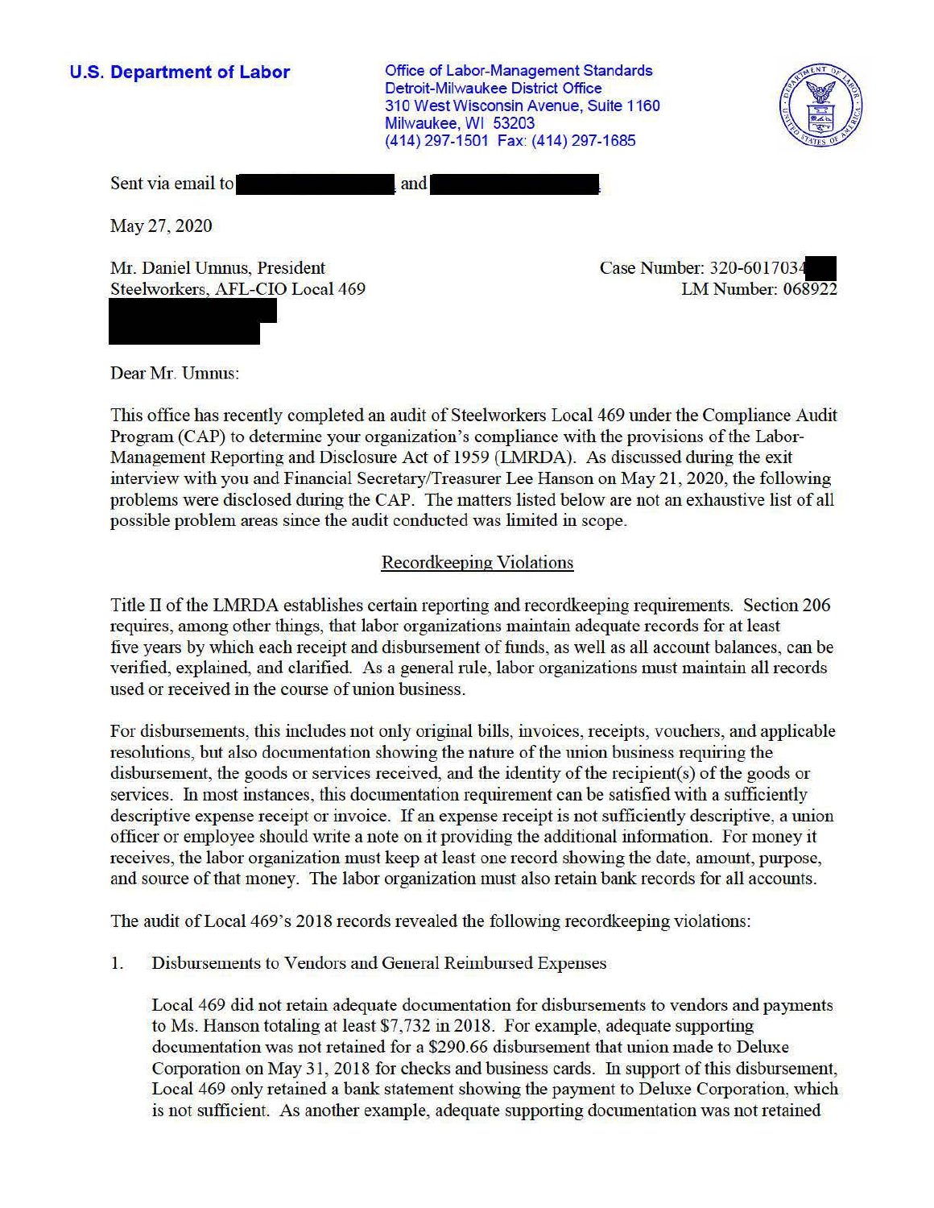**U.S. Department of Labor**

Office of Labor-Management Standards
Detroit-Milwaukee District Office
310 West Wisconsin Avenue, Suite 1160
Milwaukee, WI 53203
(414) 297-1501 Fax: (414) 297-1685

Sent via email to [redacted] and [redacted]

May 27, 2020

Mr. Daniel Umnus, President
Steelworkers, AFL-CIO Local 469
[redacted]

Case Number: 320-6017034[redacted]
LM Number: 068922

Dear Mr. Umnus:

This office has recently completed an audit of Steelworkers Local 469 under the Compliance Audit Program (CAP) to determine your organization's compliance with the provisions of the Labor-Management Reporting and Disclosure Act of 1959 (LMRDA). As discussed during the exit interview with you and Financial Secretary/Treasurer Lee Hanson on May 21, 2020, the following problems were disclosed during the CAP. The matters listed below are not an exhaustive list of all possible problem areas since the audit conducted was limited in scope.

## Recordkeeping Violations

Title II of the LMRDA establishes certain reporting and recordkeeping requirements. Section 206 requires, among other things, that labor organizations maintain adequate records for at least five years by which each receipt and disbursement of funds, as well as all account balances, can be verified, explained, and clarified. As a general rule, labor organizations must maintain all records used or received in the course of union business.

For disbursements, this includes not only original bills, invoices, receipts, vouchers, and applicable resolutions, but also documentation showing the nature of the union business requiring the disbursement, the goods or services received, and the identity of the recipient(s) of the goods or services. In most instances, this documentation requirement can be satisfied with a sufficiently descriptive expense receipt or invoice. If an expense receipt is not sufficiently descriptive, a union officer or employee should write a note on it providing the additional information. For money it receives, the labor organization must keep at least one record showing the date, amount, purpose, and source of that money. The labor organization must also retain bank records for all accounts.

The audit of Local 469's 2018 records revealed the following recordkeeping violations:

1. Disbursements to Vendors and General Reimbursed Expenses

   Local 469 did not retain adequate documentation for disbursements to vendors and payments to Ms. Hanson totaling at least $7,732 in 2018. For example, adequate supporting documentation was not retained for a $290.66 disbursement that union made to Deluxe Corporation on May 31, 2018 for checks and business cards. In support of this disbursement, Local 469 only retained a bank statement showing the payment to Deluxe Corporation, which is not sufficient. As another example, adequate supporting documentation was not retained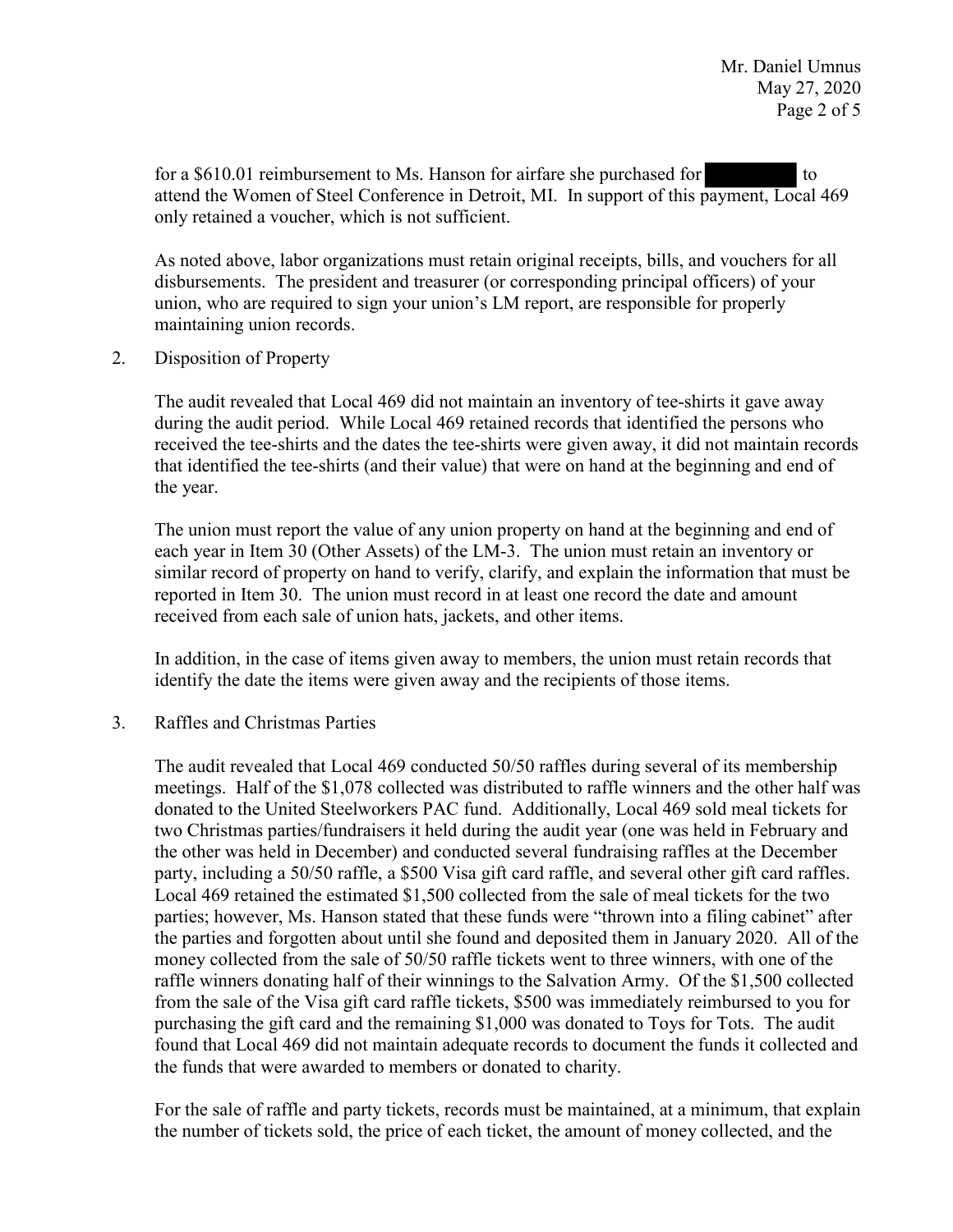for a $610.01 reimbursement to Ms. Hanson for airfare she purchased for [redacted] to attend the Women of Steel Conference in Detroit, MI. In support of this payment, Local 469 only retained a voucher, which is not sufficient.

As noted above, labor organizations must retain original receipts, bills, and vouchers for all disbursements. The president and treasurer (or corresponding principal officers) of your union, who are required to sign your union's LM report, are responsible for properly maintaining union records.

2. Disposition of Property

The audit revealed that Local 469 did not maintain an inventory of tee-shirts it gave away during the audit period. While Local 469 retained records that identified the persons who received the tee-shirts and the dates the tee-shirts were given away, it did not maintain records that identified the tee-shirts (and their value) that were on hand at the beginning and end of the year.

The union must report the value of any union property on hand at the beginning and end of each year in Item 30 (Other Assets) of the LM-3. The union must retain an inventory or similar record of property on hand to verify, clarify, and explain the information that must be reported in Item 30. The union must record in at least one record the date and amount received from each sale of union hats, jackets, and other items.

In addition, in the case of items given away to members, the union must retain records that identify the date the items were given away and the recipients of those items.

3. Raffles and Christmas Parties

The audit revealed that Local 469 conducted 50/50 raffles during several of its membership meetings. Half of the $1,078 collected was distributed to raffle winners and the other half was donated to the United Steelworkers PAC fund. Additionally, Local 469 sold meal tickets for two Christmas parties/fundraisers it held during the audit year (one was held in February and the other was held in December) and conducted several fundraising raffles at the December party, including a 50/50 raffle, a $500 Visa gift card raffle, and several other gift card raffles. Local 469 retained the estimated $1,500 collected from the sale of meal tickets for the two parties; however, Ms. Hanson stated that these funds were "thrown into a filing cabinet" after the parties and forgotten about until she found and deposited them in January 2020. All of the money collected from the sale of 50/50 raffle tickets went to three winners, with one of the raffle winners donating half of their winnings to the Salvation Army. Of the $1,500 collected from the sale of the Visa gift card raffle tickets, $500 was immediately reimbursed to you for purchasing the gift card and the remaining $1,000 was donated to Toys for Tots. The audit found that Local 469 did not maintain adequate records to document the funds it collected and the funds that were awarded to members or donated to charity.

For the sale of raffle and party tickets, records must be maintained, at a minimum, that explain the number of tickets sold, the price of each ticket, the amount of money collected, and the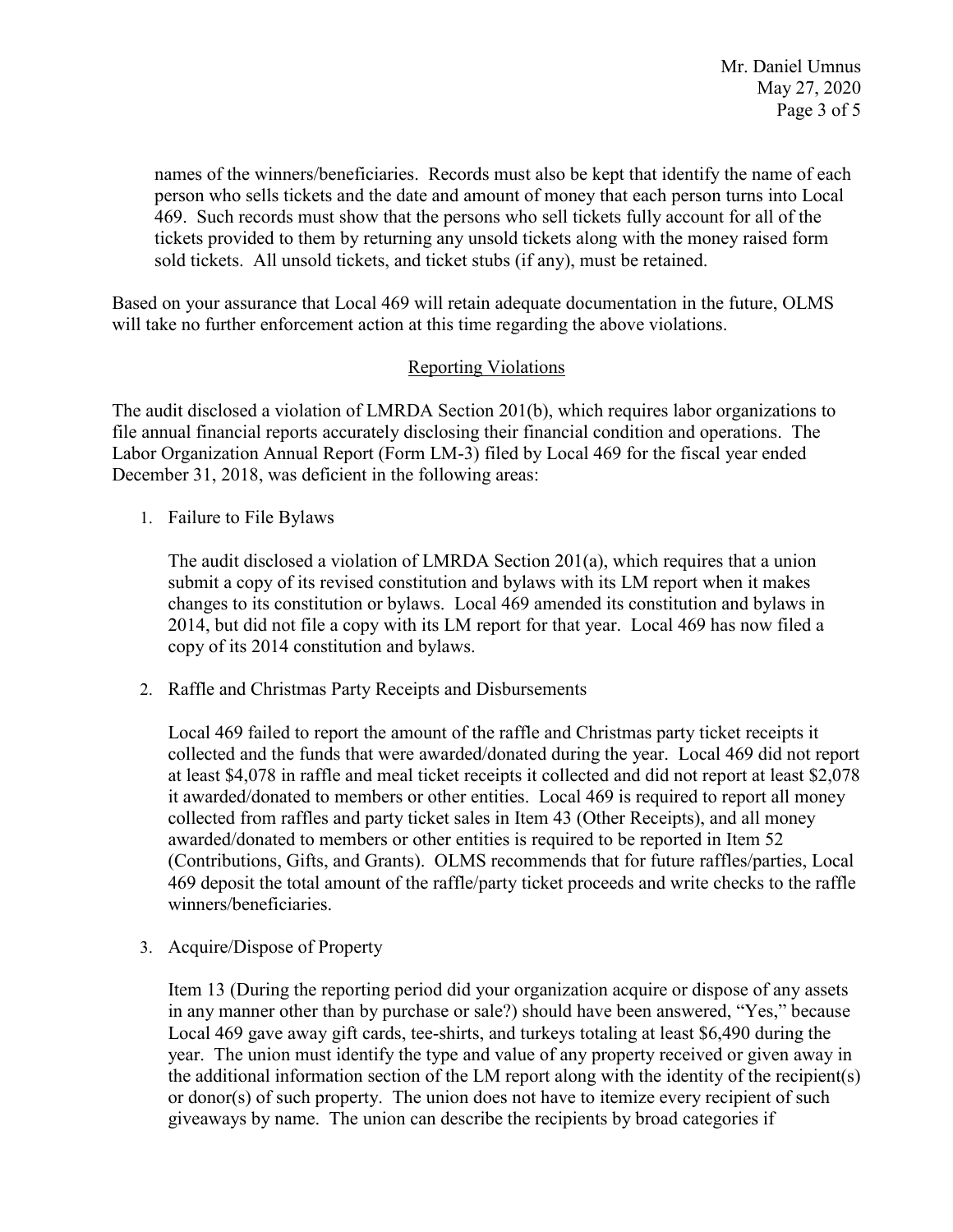names of the winners/beneficiaries. Records must also be kept that identify the name of each person who sells tickets and the date and amount of money that each person turns into Local 469. Such records must show that the persons who sell tickets fully account for all of the tickets provided to them by returning any unsold tickets along with the money raised form sold tickets. All unsold tickets, and ticket stubs (if any), must be retained.

Based on your assurance that Local 469 will retain adequate documentation in the future, OLMS will take no further enforcement action at this time regarding the above violations.

## Reporting Violations

The audit disclosed a violation of LMRDA Section 201(b), which requires labor organizations to file annual financial reports accurately disclosing their financial condition and operations. The Labor Organization Annual Report (Form LM-3) filed by Local 469 for the fiscal year ended December 31, 2018, was deficient in the following areas:

1. Failure to File Bylaws

   The audit disclosed a violation of LMRDA Section 201(a), which requires that a union submit a copy of its revised constitution and bylaws with its LM report when it makes changes to its constitution or bylaws. Local 469 amended its constitution and bylaws in 2014, but did not file a copy with its LM report for that year. Local 469 has now filed a copy of its 2014 constitution and bylaws.

2. Raffle and Christmas Party Receipts and Disbursements

   Local 469 failed to report the amount of the raffle and Christmas party ticket receipts it collected and the funds that were awarded/donated during the year. Local 469 did not report at least $4,078 in raffle and meal ticket receipts it collected and did not report at least $2,078 it awarded/donated to members or other entities. Local 469 is required to report all money collected from raffles and party ticket sales in Item 43 (Other Receipts), and all money awarded/donated to members or other entities is required to be reported in Item 52 (Contributions, Gifts, and Grants). OLMS recommends that for future raffles/parties, Local 469 deposit the total amount of the raffle/party ticket proceeds and write checks to the raffle winners/beneficiaries.

3. Acquire/Dispose of Property

   Item 13 (During the reporting period did your organization acquire or dispose of any assets in any manner other than by purchase or sale?) should have been answered, "Yes," because Local 469 gave away gift cards, tee-shirts, and turkeys totaling at least $6,490 during the year. The union must identify the type and value of any property received or given away in the additional information section of the LM report along with the identity of the recipient(s) or donor(s) of such property. The union does not have to itemize every recipient of such giveaways by name. The union can describe the recipients by broad categories if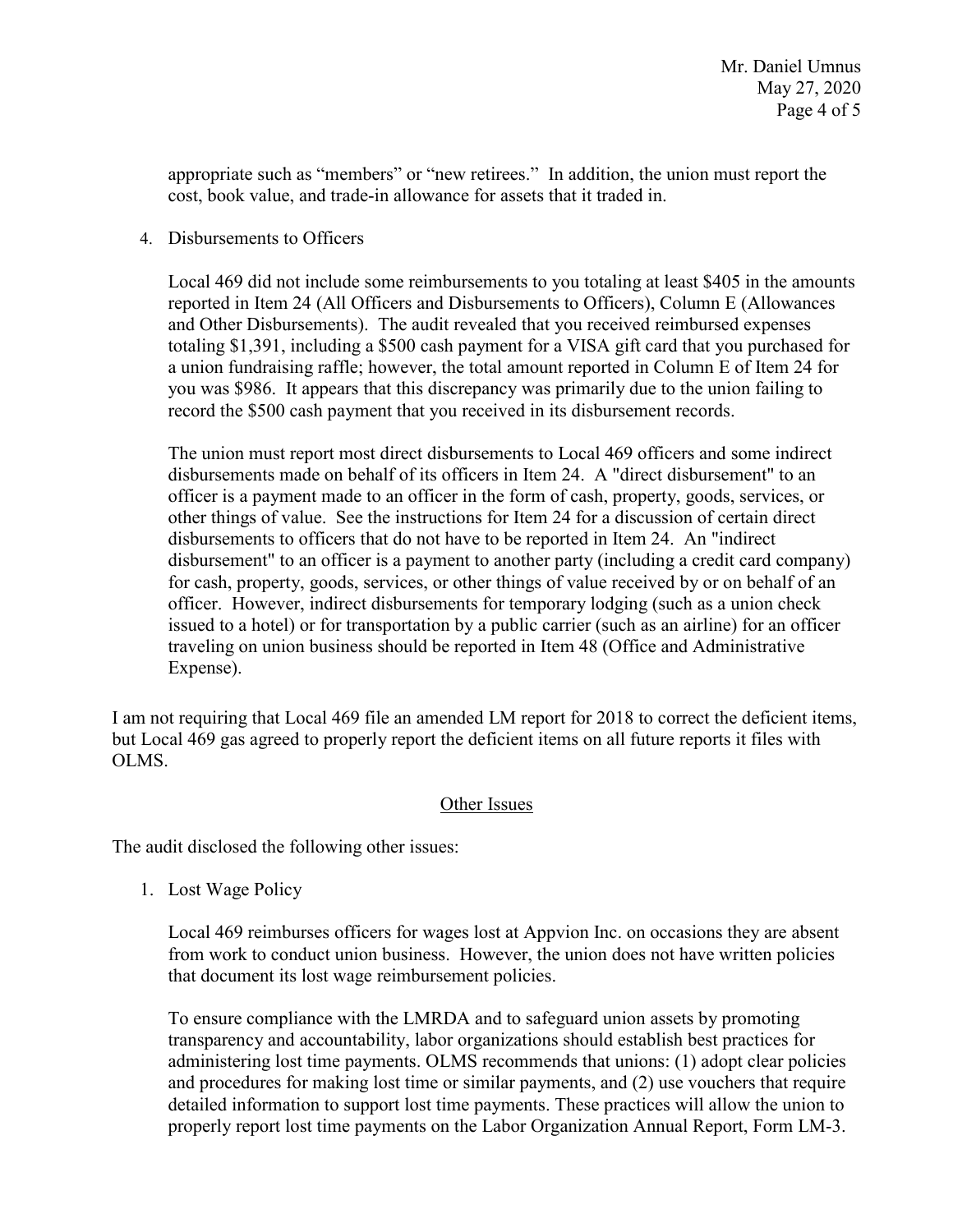appropriate such as "members" or "new retirees." In addition, the union must report the cost, book value, and trade-in allowance for assets that it traded in.

4. Disbursements to Officers

   Local 469 did not include some reimbursements to you totaling at least $405 in the amounts reported in Item 24 (All Officers and Disbursements to Officers), Column E (Allowances and Other Disbursements). The audit revealed that you received reimbursed expenses totaling $1,391, including a $500 cash payment for a VISA gift card that you purchased for a union fundraising raffle; however, the total amount reported in Column E of Item 24 for you was $986. It appears that this discrepancy was primarily due to the union failing to record the $500 cash payment that you received in its disbursement records.

   The union must report most direct disbursements to Local 469 officers and some indirect disbursements made on behalf of its officers in Item 24. A "direct disbursement" to an officer is a payment made to an officer in the form of cash, property, goods, services, or other things of value. See the instructions for Item 24 for a discussion of certain direct disbursements to officers that do not have to be reported in Item 24. An "indirect disbursement" to an officer is a payment to another party (including a credit card company) for cash, property, goods, services, or other things of value received by or on behalf of an officer. However, indirect disbursements for temporary lodging (such as a union check issued to a hotel) or for transportation by a public carrier (such as an airline) for an officer traveling on union business should be reported in Item 48 (Office and Administrative Expense).

I am not requiring that Local 469 file an amended LM report for 2018 to correct the deficient items, but Local 469 gas agreed to properly report the deficient items on all future reports it files with OLMS.

## Other Issues

The audit disclosed the following other issues:

1. Lost Wage Policy

   Local 469 reimburses officers for wages lost at Appvion Inc. on occasions they are absent from work to conduct union business. However, the union does not have written policies that document its lost wage reimbursement policies.

   To ensure compliance with the LMRDA and to safeguard union assets by promoting transparency and accountability, labor organizations should establish best practices for administering lost time payments. OLMS recommends that unions: (1) adopt clear policies and procedures for making lost time or similar payments, and (2) use vouchers that require detailed information to support lost time payments. These practices will allow the union to properly report lost time payments on the Labor Organization Annual Report, Form LM-3.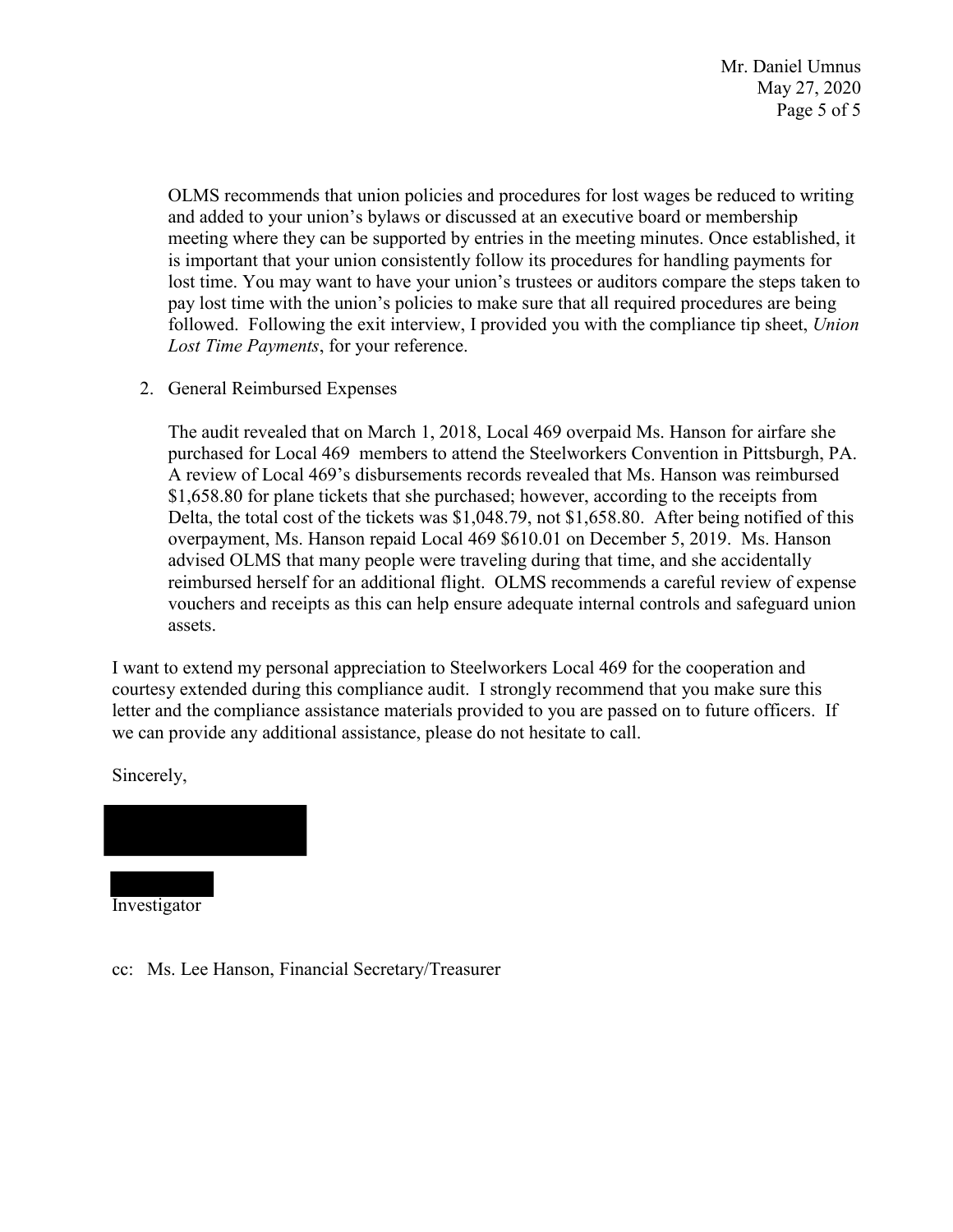OLMS recommends that union policies and procedures for lost wages be reduced to writing and added to your union's bylaws or discussed at an executive board or membership meeting where they can be supported by entries in the meeting minutes. Once established, it is important that your union consistently follow its procedures for handling payments for lost time. You may want to have your union's trustees or auditors compare the steps taken to pay lost time with the union's policies to make sure that all required procedures are being followed. Following the exit interview, I provided you with the compliance tip sheet, *Union Lost Time Payments*, for your reference.

2. General Reimbursed Expenses

   The audit revealed that on March 1, 2018, Local 469 overpaid Ms. Hanson for airfare she purchased for Local 469 members to attend the Steelworkers Convention in Pittsburgh, PA. A review of Local 469's disbursements records revealed that Ms. Hanson was reimbursed $1,658.80 for plane tickets that she purchased; however, according to the receipts from Delta, the total cost of the tickets was $1,048.79, not $1,658.80. After being notified of this overpayment, Ms. Hanson repaid Local 469 $610.01 on December 5, 2019. Ms. Hanson advised OLMS that many people were traveling during that time, and she accidentally reimbursed herself for an additional flight. OLMS recommends a careful review of expense vouchers and receipts as this can help ensure adequate internal controls and safeguard union assets.

I want to extend my personal appreciation to Steelworkers Local 469 for the cooperation and courtesy extended during this compliance audit. I strongly recommend that you make sure this letter and the compliance assistance materials provided to you are passed on to future officers. If we can provide any additional assistance, please do not hesitate to call.

Sincerely,

Investigator

cc: Ms. Lee Hanson, Financial Secretary/Treasurer